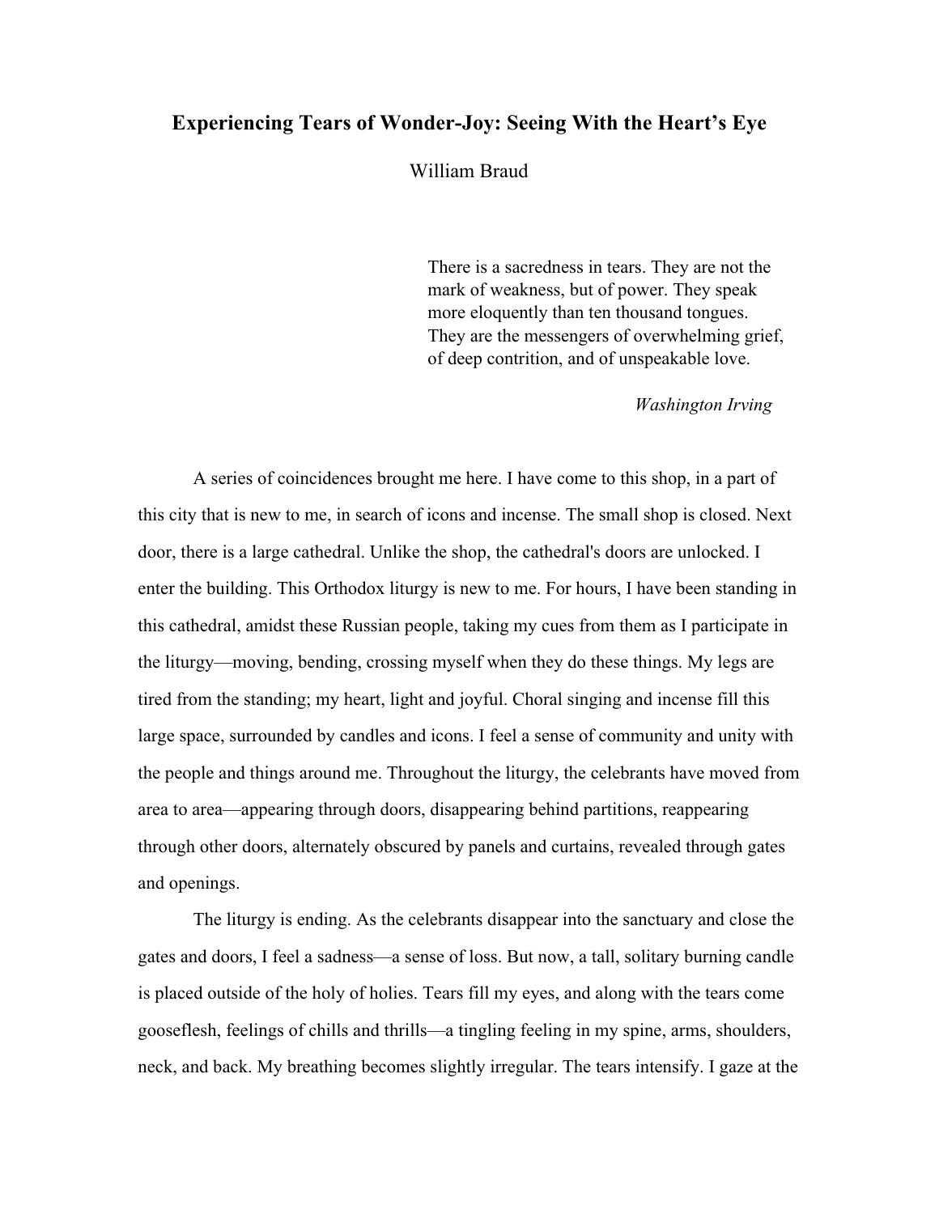# Experiencing Tears of Wonder-Joy: Seeing With the Heart's Eye

William Braud

> There is a sacredness in tears. They are not the mark of weakness, but of power. They speak more eloquently than ten thousand tongues. They are the messengers of overwhelming grief, of deep contrition, and of unspeakable love.
>
> *Washington Irving*

A series of coincidences brought me here. I have come to this shop, in a part of this city that is new to me, in search of icons and incense. The small shop is closed. Next door, there is a large cathedral. Unlike the shop, the cathedral's doors are unlocked. I enter the building. This Orthodox liturgy is new to me. For hours, I have been standing in this cathedral, amidst these Russian people, taking my cues from them as I participate in the liturgy—moving, bending, crossing myself when they do these things. My legs are tired from the standing; my heart, light and joyful. Choral singing and incense fill this large space, surrounded by candles and icons. I feel a sense of community and unity with the people and things around me. Throughout the liturgy, the celebrants have moved from area to area—appearing through doors, disappearing behind partitions, reappearing through other doors, alternately obscured by panels and curtains, revealed through gates and openings.

The liturgy is ending. As the celebrants disappear into the sanctuary and close the gates and doors, I feel a sadness—a sense of loss. But now, a tall, solitary burning candle is placed outside of the holy of holies. Tears fill my eyes, and along with the tears come gooseflesh, feelings of chills and thrills—a tingling feeling in my spine, arms, shoulders, neck, and back. My breathing becomes slightly irregular. The tears intensify. I gaze at the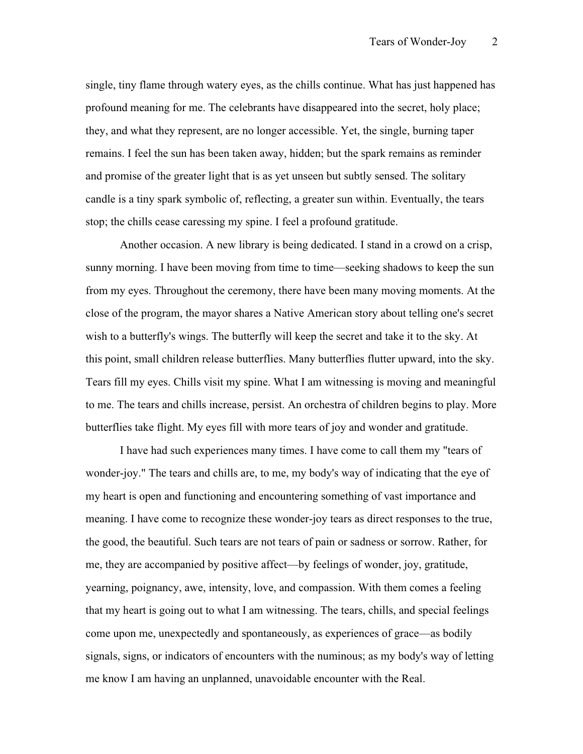single, tiny flame through watery eyes, as the chills continue. What has just happened has profound meaning for me. The celebrants have disappeared into the secret, holy place; they, and what they represent, are no longer accessible. Yet, the single, burning taper remains. I feel the sun has been taken away, hidden; but the spark remains as reminder and promise of the greater light that is as yet unseen but subtly sensed. The solitary candle is a tiny spark symbolic of, reflecting, a greater sun within. Eventually, the tears stop; the chills cease caressing my spine. I feel a profound gratitude.

Another occasion. A new library is being dedicated. I stand in a crowd on a crisp, sunny morning. I have been moving from time to time—seeking shadows to keep the sun from my eyes. Throughout the ceremony, there have been many moving moments. At the close of the program, the mayor shares a Native American story about telling one's secret wish to a butterfly's wings. The butterfly will keep the secret and take it to the sky. At this point, small children release butterflies. Many butterflies flutter upward, into the sky. Tears fill my eyes. Chills visit my spine. What I am witnessing is moving and meaningful to me. The tears and chills increase, persist. An orchestra of children begins to play. More butterflies take flight. My eyes fill with more tears of joy and wonder and gratitude.

I have had such experiences many times. I have come to call them my "tears of wonder-joy." The tears and chills are, to me, my body's way of indicating that the eye of my heart is open and functioning and encountering something of vast importance and meaning. I have come to recognize these wonder-joy tears as direct responses to the true, the good, the beautiful. Such tears are not tears of pain or sadness or sorrow. Rather, for me, they are accompanied by positive affect—by feelings of wonder, joy, gratitude, yearning, poignancy, awe, intensity, love, and compassion. With them comes a feeling that my heart is going out to what I am witnessing. The tears, chills, and special feelings come upon me, unexpectedly and spontaneously, as experiences of grace—as bodily signals, signs, or indicators of encounters with the numinous; as my body's way of letting me know I am having an unplanned, unavoidable encounter with the Real.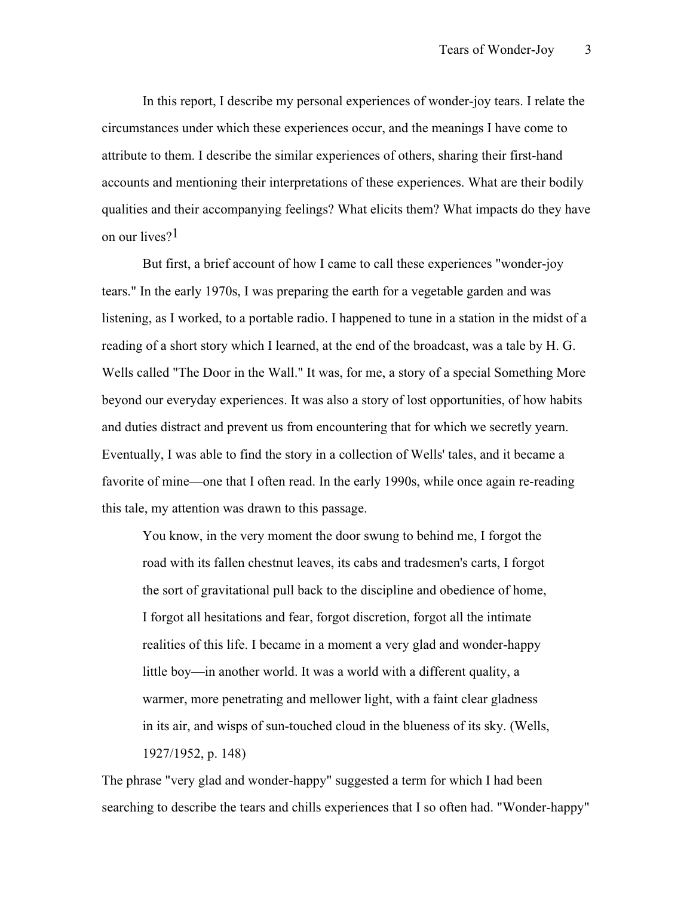In this report, I describe my personal experiences of wonder-joy tears. I relate the circumstances under which these experiences occur, and the meanings I have come to attribute to them. I describe the similar experiences of others, sharing their first-hand accounts and mentioning their interpretations of these experiences. What are their bodily qualities and their accompanying feelings? What elicits them? What impacts do they have on our lives?[1]

But first, a brief account of how I came to call these experiences "wonder-joy tears." In the early 1970s, I was preparing the earth for a vegetable garden and was listening, as I worked, to a portable radio. I happened to tune in a station in the midst of a reading of a short story which I learned, at the end of the broadcast, was a tale by H. G. Wells called "The Door in the Wall." It was, for me, a story of a special Something More beyond our everyday experiences. It was also a story of lost opportunities, of how habits and duties distract and prevent us from encountering that for which we secretly yearn. Eventually, I was able to find the story in a collection of Wells' tales, and it became a favorite of mine—one that I often read. In the early 1990s, while once again re-reading this tale, my attention was drawn to this passage.

> You know, in the very moment the door swung to behind me, I forgot the road with its fallen chestnut leaves, its cabs and tradesmen's carts, I forgot the sort of gravitational pull back to the discipline and obedience of home, I forgot all hesitations and fear, forgot discretion, forgot all the intimate realities of this life. I became in a moment a very glad and wonder-happy little boy—in another world. It was a world with a different quality, a warmer, more penetrating and mellower light, with a faint clear gladness in its air, and wisps of sun-touched cloud in the blueness of its sky. (Wells, 1927/1952, p. 148)

The phrase "very glad and wonder-happy" suggested a term for which I had been searching to describe the tears and chills experiences that I so often had. "Wonder-happy"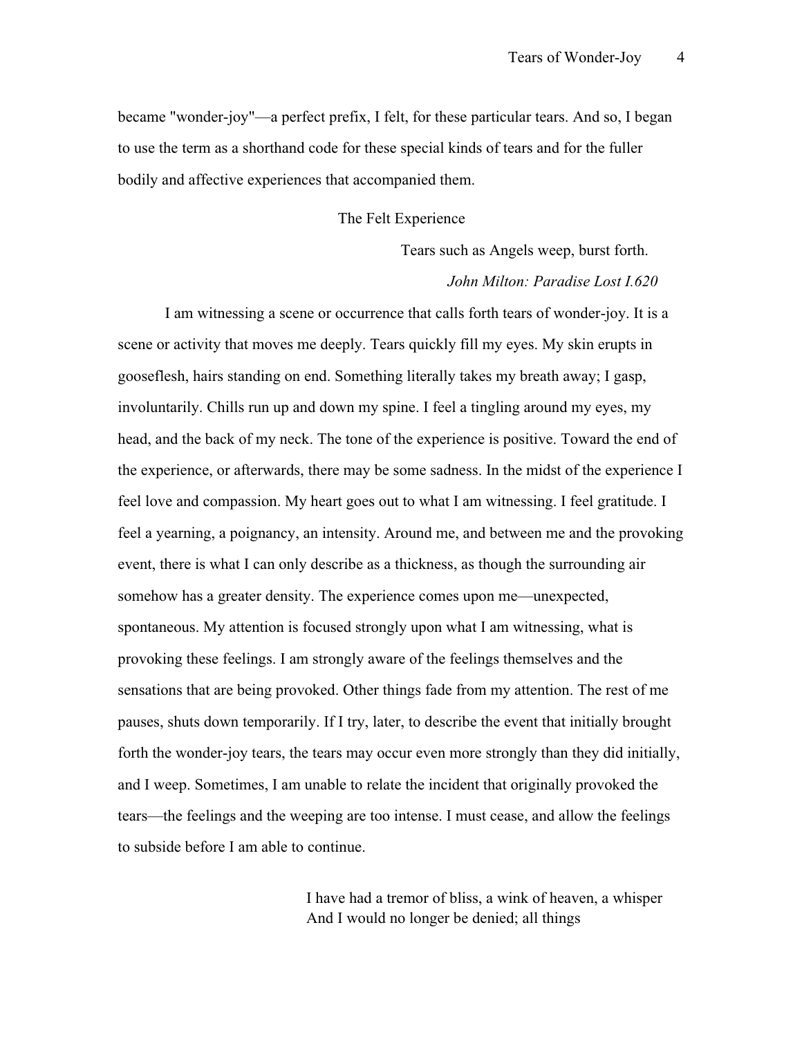became "wonder-joy"—a perfect prefix, I felt, for these particular tears. And so, I began to use the term as a shorthand code for these special kinds of tears and for the fuller bodily and affective experiences that accompanied them.

## The Felt Experience

> Tears such as Angels weep, burst forth.
>
> *John Milton: Paradise Lost I.620*

I am witnessing a scene or occurrence that calls forth tears of wonder-joy. It is a scene or activity that moves me deeply. Tears quickly fill my eyes. My skin erupts in gooseflesh, hairs standing on end. Something literally takes my breath away; I gasp, involuntarily. Chills run up and down my spine. I feel a tingling around my eyes, my head, and the back of my neck. The tone of the experience is positive. Toward the end of the experience, or afterwards, there may be some sadness. In the midst of the experience I feel love and compassion. My heart goes out to what I am witnessing. I feel gratitude. I feel a yearning, a poignancy, an intensity. Around me, and between me and the provoking event, there is what I can only describe as a thickness, as though the surrounding air somehow has a greater density. The experience comes upon me—unexpected, spontaneous. My attention is focused strongly upon what I am witnessing, what is provoking these feelings. I am strongly aware of the feelings themselves and the sensations that are being provoked. Other things fade from my attention. The rest of me pauses, shuts down temporarily. If I try, later, to describe the event that initially brought forth the wonder-joy tears, the tears may occur even more strongly than they did initially, and I weep. Sometimes, I am unable to relate the incident that originally provoked the tears—the feelings and the weeping are too intense. I must cease, and allow the feelings to subside before I am able to continue.

> I have had a tremor of bliss, a wink of heaven, a whisper
> And I would no longer be denied; all things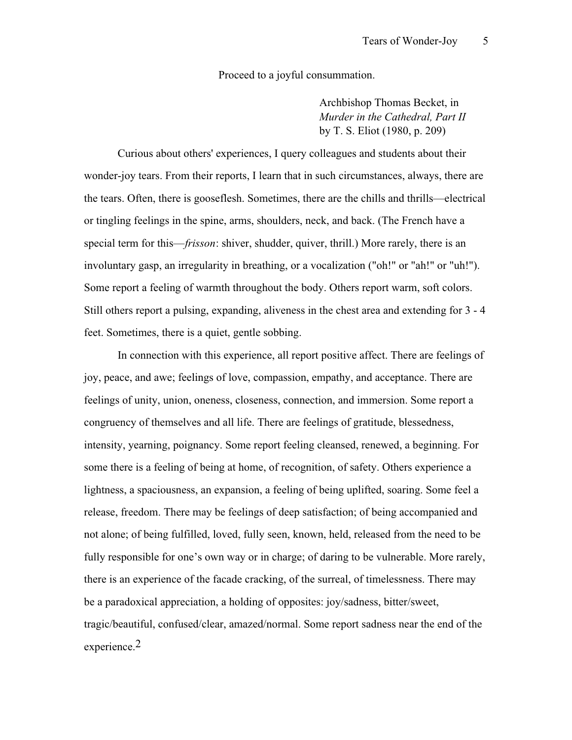Proceed to a joyful consummation.

Archbishop Thomas Becket, in
*Murder in the Cathedral, Part II*
by T. S. Eliot (1980, p. 209)

Curious about others' experiences, I query colleagues and students about their wonder-joy tears. From their reports, I learn that in such circumstances, always, there are the tears. Often, there is gooseflesh. Sometimes, there are the chills and thrills—electrical or tingling feelings in the spine, arms, shoulders, neck, and back. (The French have a special term for this—*frisson*: shiver, shudder, quiver, thrill.) More rarely, there is an involuntary gasp, an irregularity in breathing, or a vocalization ("oh!" or "ah!" or "uh!"). Some report a feeling of warmth throughout the body. Others report warm, soft colors. Still others report a pulsing, expanding, aliveness in the chest area and extending for 3 - 4 feet. Sometimes, there is a quiet, gentle sobbing.

In connection with this experience, all report positive affect. There are feelings of joy, peace, and awe; feelings of love, compassion, empathy, and acceptance. There are feelings of unity, union, oneness, closeness, connection, and immersion. Some report a congruency of themselves and all life. There are feelings of gratitude, blessedness, intensity, yearning, poignancy. Some report feeling cleansed, renewed, a beginning. For some there is a feeling of being at home, of recognition, of safety. Others experience a lightness, a spaciousness, an expansion, a feeling of being uplifted, soaring. Some feel a release, freedom. There may be feelings of deep satisfaction; of being accompanied and not alone; of being fulfilled, loved, fully seen, known, held, released from the need to be fully responsible for one's own way or in charge; of daring to be vulnerable. More rarely, there is an experience of the facade cracking, of the surreal, of timelessness. There may be a paradoxical appreciation, a holding of opposites: joy/sadness, bitter/sweet, tragic/beautiful, confused/clear, amazed/normal. Some report sadness near the end of the experience.[2]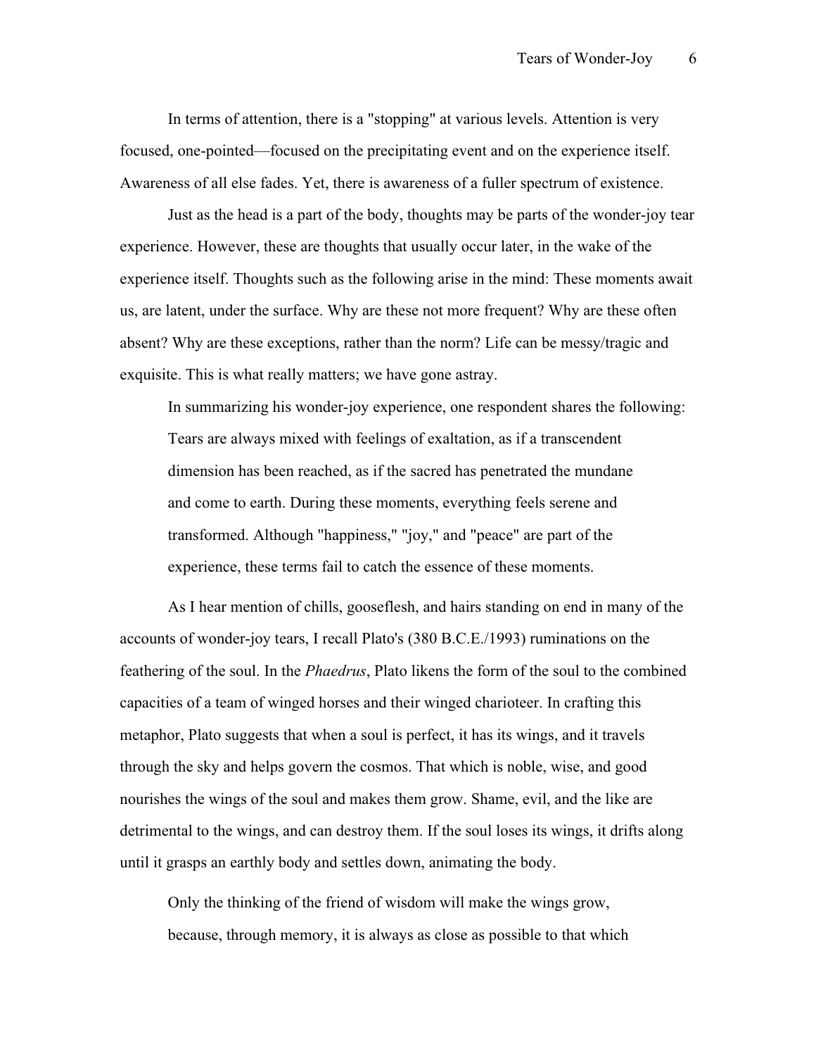In terms of attention, there is a "stopping" at various levels. Attention is very focused, one-pointed—focused on the precipitating event and on the experience itself. Awareness of all else fades. Yet, there is awareness of a fuller spectrum of existence.

Just as the head is a part of the body, thoughts may be parts of the wonder-joy tear experience. However, these are thoughts that usually occur later, in the wake of the experience itself. Thoughts such as the following arise in the mind: These moments await us, are latent, under the surface. Why are these not more frequent? Why are these often absent? Why are these exceptions, rather than the norm? Life can be messy/tragic and exquisite. This is what really matters; we have gone astray.

In summarizing his wonder-joy experience, one respondent shares the following:

> Tears are always mixed with feelings of exaltation, as if a transcendent dimension has been reached, as if the sacred has penetrated the mundane and come to earth. During these moments, everything feels serene and transformed. Although "happiness," "joy," and "peace" are part of the experience, these terms fail to catch the essence of these moments.

As I hear mention of chills, gooseflesh, and hairs standing on end in many of the accounts of wonder-joy tears, I recall Plato's (380 B.C.E./1993) ruminations on the feathering of the soul. In the *Phaedrus*, Plato likens the form of the soul to the combined capacities of a team of winged horses and their winged charioteer. In crafting this metaphor, Plato suggests that when a soul is perfect, it has its wings, and it travels through the sky and helps govern the cosmos. That which is noble, wise, and good nourishes the wings of the soul and makes them grow. Shame, evil, and the like are detrimental to the wings, and can destroy them. If the soul loses its wings, it drifts along until it grasps an earthly body and settles down, animating the body.

> Only the thinking of the friend of wisdom will make the wings grow, because, through memory, it is always as close as possible to that which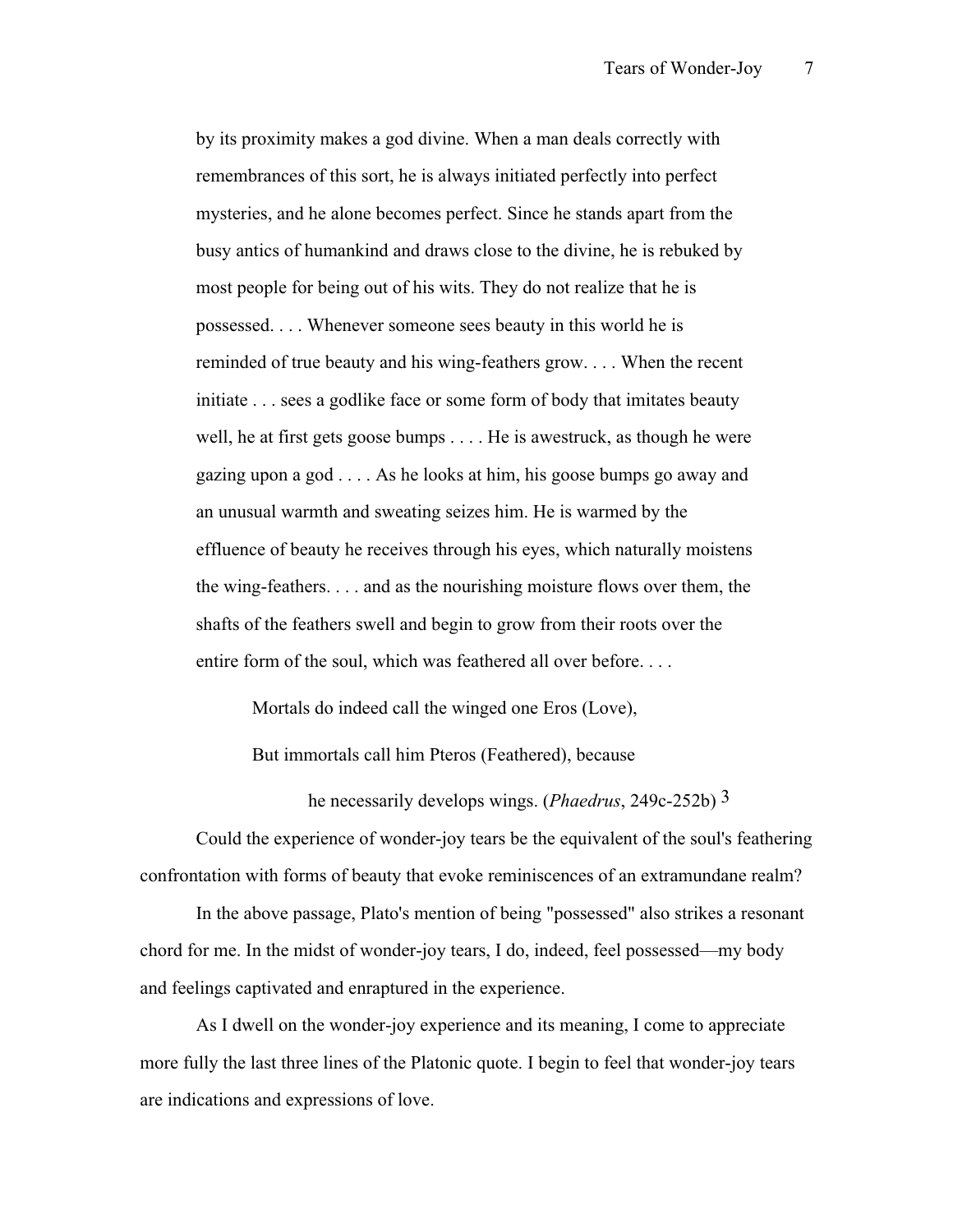> by its proximity makes a god divine. When a man deals correctly with remembrances of this sort, he is always initiated perfectly into perfect mysteries, and he alone becomes perfect. Since he stands apart from the busy antics of humankind and draws close to the divine, he is rebuked by most people for being out of his wits. They do not realize that he is possessed. . . . Whenever someone sees beauty in this world he is reminded of true beauty and his wing-feathers grow. . . . When the recent initiate . . . sees a godlike face or some form of body that imitates beauty well, he at first gets goose bumps . . . . He is awestruck, as though he were gazing upon a god . . . . As he looks at him, his goose bumps go away and an unusual warmth and sweating seizes him. He is warmed by the effluence of beauty he receives through his eyes, which naturally moistens the wing-feathers. . . . and as the nourishing moisture flows over them, the shafts of the feathers swell and begin to grow from their roots over the entire form of the soul, which was feathered all over before. . . .
>
> Mortals do indeed call the winged one Eros (Love),
>
> But immortals call him Pteros (Feathered), because
>
> he necessarily develops wings. (*Phaedrus*, 249c-252b) [3]

Could the experience of wonder-joy tears be the equivalent of the soul's feathering confrontation with forms of beauty that evoke reminiscences of an extramundane realm?

In the above passage, Plato's mention of being "possessed" also strikes a resonant chord for me. In the midst of wonder-joy tears, I do, indeed, feel possessed—my body and feelings captivated and enraptured in the experience.

As I dwell on the wonder-joy experience and its meaning, I come to appreciate more fully the last three lines of the Platonic quote. I begin to feel that wonder-joy tears are indications and expressions of love.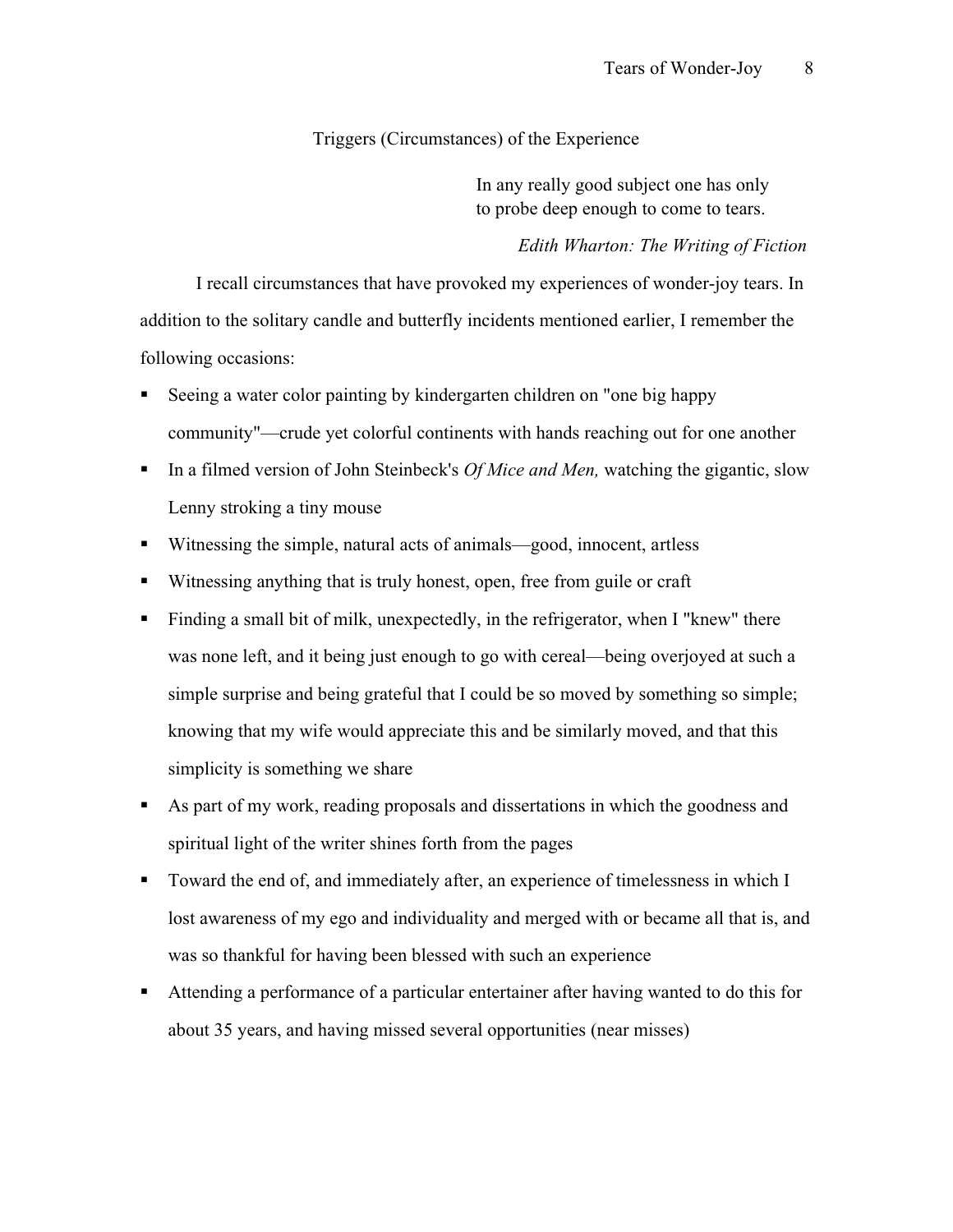## Triggers (Circumstances) of the Experience

> In any really good subject one has only
> to probe deep enough to come to tears.
>
> *Edith Wharton: The Writing of Fiction*

I recall circumstances that have provoked my experiences of wonder-joy tears. In addition to the solitary candle and butterfly incidents mentioned earlier, I remember the following occasions:

- Seeing a water color painting by kindergarten children on "one big happy community"—crude yet colorful continents with hands reaching out for one another
- In a filmed version of John Steinbeck's *Of Mice and Men,* watching the gigantic, slow Lenny stroking a tiny mouse
- Witnessing the simple, natural acts of animals—good, innocent, artless
- Witnessing anything that is truly honest, open, free from guile or craft
- Finding a small bit of milk, unexpectedly, in the refrigerator, when I "knew" there was none left, and it being just enough to go with cereal—being overjoyed at such a simple surprise and being grateful that I could be so moved by something so simple; knowing that my wife would appreciate this and be similarly moved, and that this simplicity is something we share
- As part of my work, reading proposals and dissertations in which the goodness and spiritual light of the writer shines forth from the pages
- Toward the end of, and immediately after, an experience of timelessness in which I lost awareness of my ego and individuality and merged with or became all that is, and was so thankful for having been blessed with such an experience
- Attending a performance of a particular entertainer after having wanted to do this for about 35 years, and having missed several opportunities (near misses)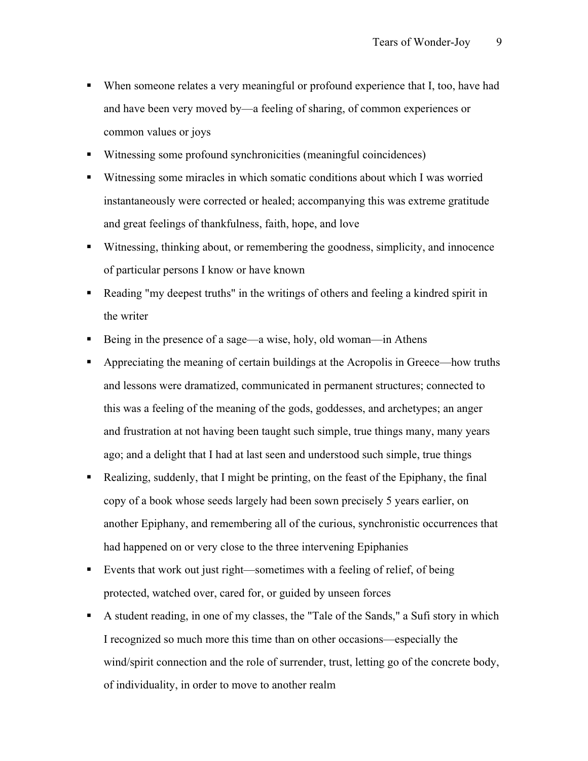- When someone relates a very meaningful or profound experience that I, too, have had and have been very moved by—a feeling of sharing, of common experiences or common values or joys
- Witnessing some profound synchronicities (meaningful coincidences)
- Witnessing some miracles in which somatic conditions about which I was worried instantaneously were corrected or healed; accompanying this was extreme gratitude and great feelings of thankfulness, faith, hope, and love
- Witnessing, thinking about, or remembering the goodness, simplicity, and innocence of particular persons I know or have known
- Reading "my deepest truths" in the writings of others and feeling a kindred spirit in the writer
- Being in the presence of a sage—a wise, holy, old woman—in Athens
- Appreciating the meaning of certain buildings at the Acropolis in Greece—how truths and lessons were dramatized, communicated in permanent structures; connected to this was a feeling of the meaning of the gods, goddesses, and archetypes; an anger and frustration at not having been taught such simple, true things many, many years ago; and a delight that I had at last seen and understood such simple, true things
- Realizing, suddenly, that I might be printing, on the feast of the Epiphany, the final copy of a book whose seeds largely had been sown precisely 5 years earlier, on another Epiphany, and remembering all of the curious, synchronistic occurrences that had happened on or very close to the three intervening Epiphanies
- Events that work out just right—sometimes with a feeling of relief, of being protected, watched over, cared for, or guided by unseen forces
- A student reading, in one of my classes, the "Tale of the Sands," a Sufi story in which I recognized so much more this time than on other occasions—especially the wind/spirit connection and the role of surrender, trust, letting go of the concrete body, of individuality, in order to move to another realm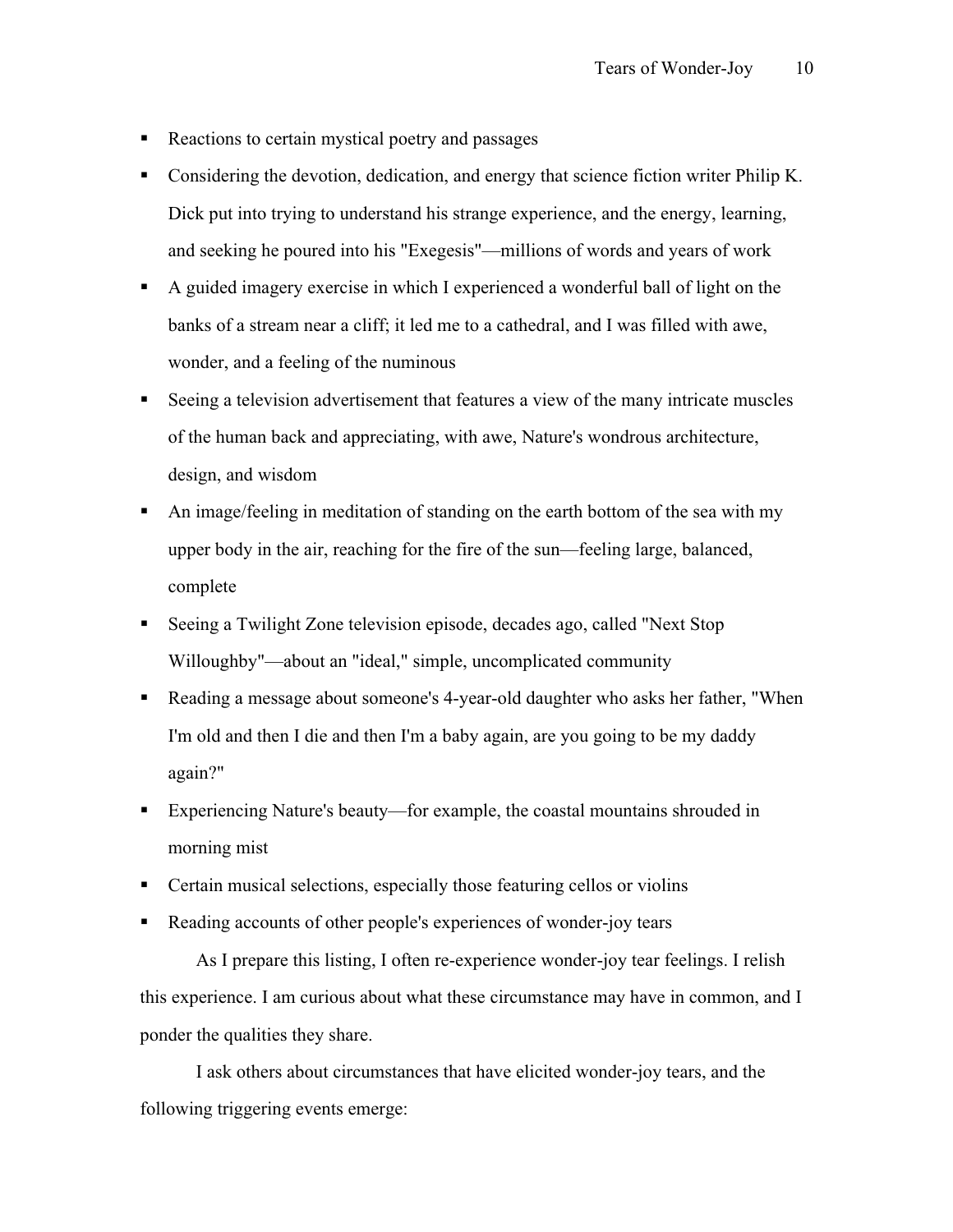- Reactions to certain mystical poetry and passages
- Considering the devotion, dedication, and energy that science fiction writer Philip K. Dick put into trying to understand his strange experience, and the energy, learning, and seeking he poured into his "Exegesis"—millions of words and years of work
- A guided imagery exercise in which I experienced a wonderful ball of light on the banks of a stream near a cliff; it led me to a cathedral, and I was filled with awe, wonder, and a feeling of the numinous
- Seeing a television advertisement that features a view of the many intricate muscles of the human back and appreciating, with awe, Nature's wondrous architecture, design, and wisdom
- An image/feeling in meditation of standing on the earth bottom of the sea with my upper body in the air, reaching for the fire of the sun—feeling large, balanced, complete
- Seeing a Twilight Zone television episode, decades ago, called "Next Stop Willoughby"—about an "ideal," simple, uncomplicated community
- Reading a message about someone's 4-year-old daughter who asks her father, "When I'm old and then I die and then I'm a baby again, are you going to be my daddy again?"
- Experiencing Nature's beauty—for example, the coastal mountains shrouded in morning mist
- Certain musical selections, especially those featuring cellos or violins
- Reading accounts of other people's experiences of wonder-joy tears

As I prepare this listing, I often re-experience wonder-joy tear feelings. I relish this experience. I am curious about what these circumstance may have in common, and I ponder the qualities they share.

I ask others about circumstances that have elicited wonder-joy tears, and the following triggering events emerge: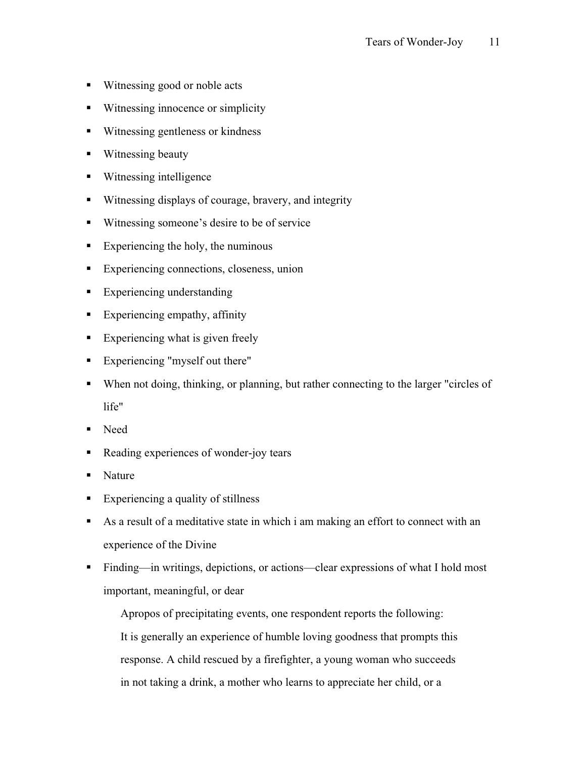- Witnessing good or noble acts
- Witnessing innocence or simplicity
- Witnessing gentleness or kindness
- Witnessing beauty
- Witnessing intelligence
- Witnessing displays of courage, bravery, and integrity
- Witnessing someone's desire to be of service
- Experiencing the holy, the numinous
- Experiencing connections, closeness, union
- Experiencing understanding
- Experiencing empathy, affinity
- Experiencing what is given freely
- Experiencing "myself out there"
- When not doing, thinking, or planning, but rather connecting to the larger "circles of life"
- Need
- Reading experiences of wonder-joy tears
- Nature
- Experiencing a quality of stillness
- As a result of a meditative state in which i am making an effort to connect with an experience of the Divine
- Finding—in writings, depictions, or actions—clear expressions of what I hold most important, meaningful, or dear

Apropos of precipitating events, one respondent reports the following:

> It is generally an experience of humble loving goodness that prompts this response. A child rescued by a firefighter, a young woman who succeeds in not taking a drink, a mother who learns to appreciate her child, or a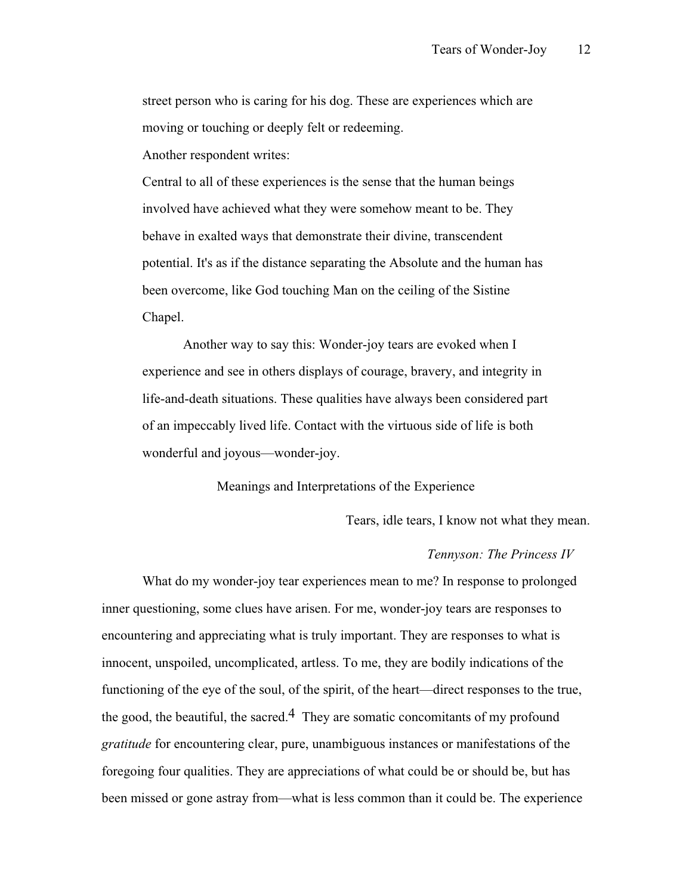street person who is caring for his dog. These are experiences which are moving or touching or deeply felt or redeeming.

Another respondent writes:

> Central to all of these experiences is the sense that the human beings involved have achieved what they were somehow meant to be. They behave in exalted ways that demonstrate their divine, transcendent potential. It's as if the distance separating the Absolute and the human has been overcome, like God touching Man on the ceiling of the Sistine Chapel.
>
> Another way to say this: Wonder-joy tears are evoked when I experience and see in others displays of courage, bravery, and integrity in life-and-death situations. These qualities have always been considered part of an impeccably lived life. Contact with the virtuous side of life is both wonderful and joyous—wonder-joy.

## Meanings and Interpretations of the Experience

> Tears, idle tears, I know not what they mean.
>
> *Tennyson: The Princess IV*

What do my wonder-joy tear experiences mean to me? In response to prolonged inner questioning, some clues have arisen. For me, wonder-joy tears are responses to encountering and appreciating what is truly important. They are responses to what is innocent, unspoiled, uncomplicated, artless. To me, they are bodily indications of the functioning of the eye of the soul, of the spirit, of the heart—direct responses to the true, the good, the beautiful, the sacred.[4] They are somatic concomitants of my profound *gratitude* for encountering clear, pure, unambiguous instances or manifestations of the foregoing four qualities. They are appreciations of what could be or should be, but has been missed or gone astray from—what is less common than it could be. The experience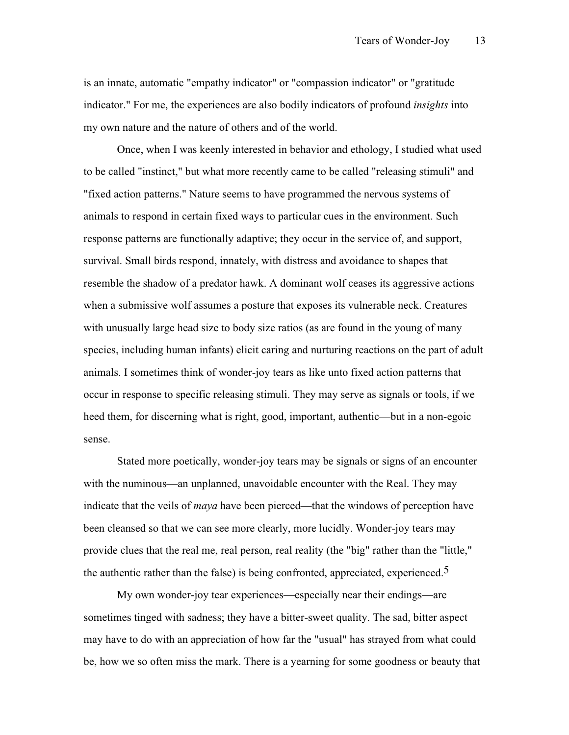is an innate, automatic "empathy indicator" or "compassion indicator" or "gratitude indicator." For me, the experiences are also bodily indicators of profound *insights* into my own nature and the nature of others and of the world.

Once, when I was keenly interested in behavior and ethology, I studied what used to be called "instinct," but what more recently came to be called "releasing stimuli" and "fixed action patterns." Nature seems to have programmed the nervous systems of animals to respond in certain fixed ways to particular cues in the environment. Such response patterns are functionally adaptive; they occur in the service of, and support, survival. Small birds respond, innately, with distress and avoidance to shapes that resemble the shadow of a predator hawk. A dominant wolf ceases its aggressive actions when a submissive wolf assumes a posture that exposes its vulnerable neck. Creatures with unusually large head size to body size ratios (as are found in the young of many species, including human infants) elicit caring and nurturing reactions on the part of adult animals. I sometimes think of wonder-joy tears as like unto fixed action patterns that occur in response to specific releasing stimuli. They may serve as signals or tools, if we heed them, for discerning what is right, good, important, authentic—but in a non-egoic sense.

Stated more poetically, wonder-joy tears may be signals or signs of an encounter with the numinous—an unplanned, unavoidable encounter with the Real. They may indicate that the veils of *maya* have been pierced—that the windows of perception have been cleansed so that we can see more clearly, more lucidly. Wonder-joy tears may provide clues that the real me, real person, real reality (the "big" rather than the "little," the authentic rather than the false) is being confronted, appreciated, experienced.[5]

My own wonder-joy tear experiences—especially near their endings—are sometimes tinged with sadness; they have a bitter-sweet quality. The sad, bitter aspect may have to do with an appreciation of how far the "usual" has strayed from what could be, how we so often miss the mark. There is a yearning for some goodness or beauty that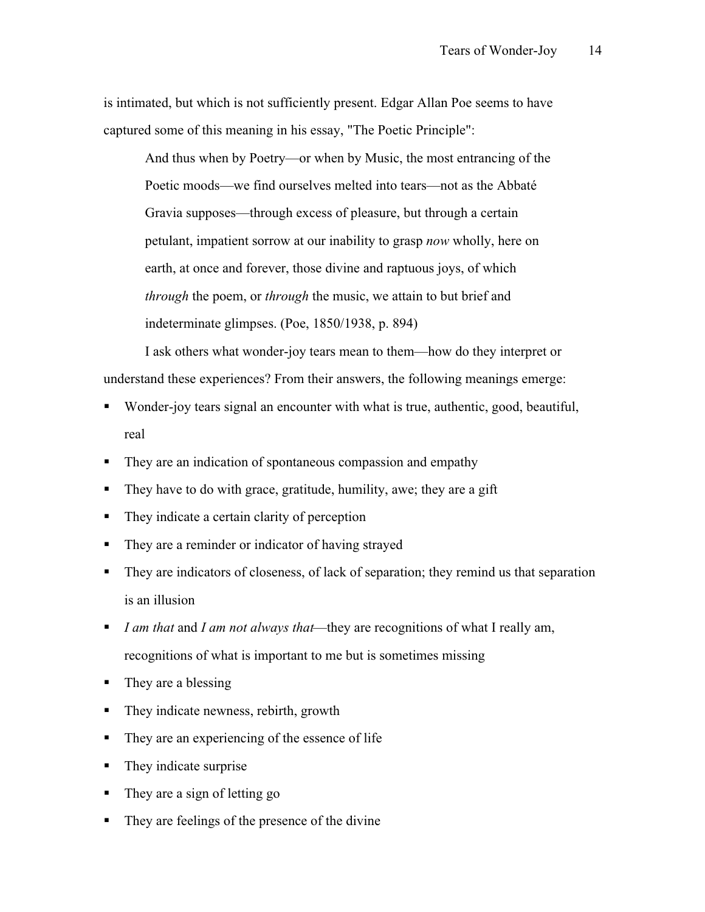is intimated, but which is not sufficiently present. Edgar Allan Poe seems to have captured some of this meaning in his essay, "The Poetic Principle":

> And thus when by Poetry—or when by Music, the most entrancing of the Poetic moods—we find ourselves melted into tears—not as the Abbaté Gravia supposes—through excess of pleasure, but through a certain petulant, impatient sorrow at our inability to grasp *now* wholly, here on earth, at once and forever, those divine and raptuous joys, of which *through* the poem, or *through* the music, we attain to but brief and indeterminate glimpses. (Poe, 1850/1938, p. 894)

I ask others what wonder-joy tears mean to them—how do they interpret or understand these experiences? From their answers, the following meanings emerge:

- Wonder-joy tears signal an encounter with what is true, authentic, good, beautiful, real
- They are an indication of spontaneous compassion and empathy
- They have to do with grace, gratitude, humility, awe; they are a gift
- They indicate a certain clarity of perception
- They are a reminder or indicator of having strayed
- They are indicators of closeness, of lack of separation; they remind us that separation is an illusion
- *I am that* and *I am not always that*—they are recognitions of what I really am, recognitions of what is important to me but is sometimes missing
- They are a blessing
- They indicate newness, rebirth, growth
- They are an experiencing of the essence of life
- They indicate surprise
- They are a sign of letting go
- They are feelings of the presence of the divine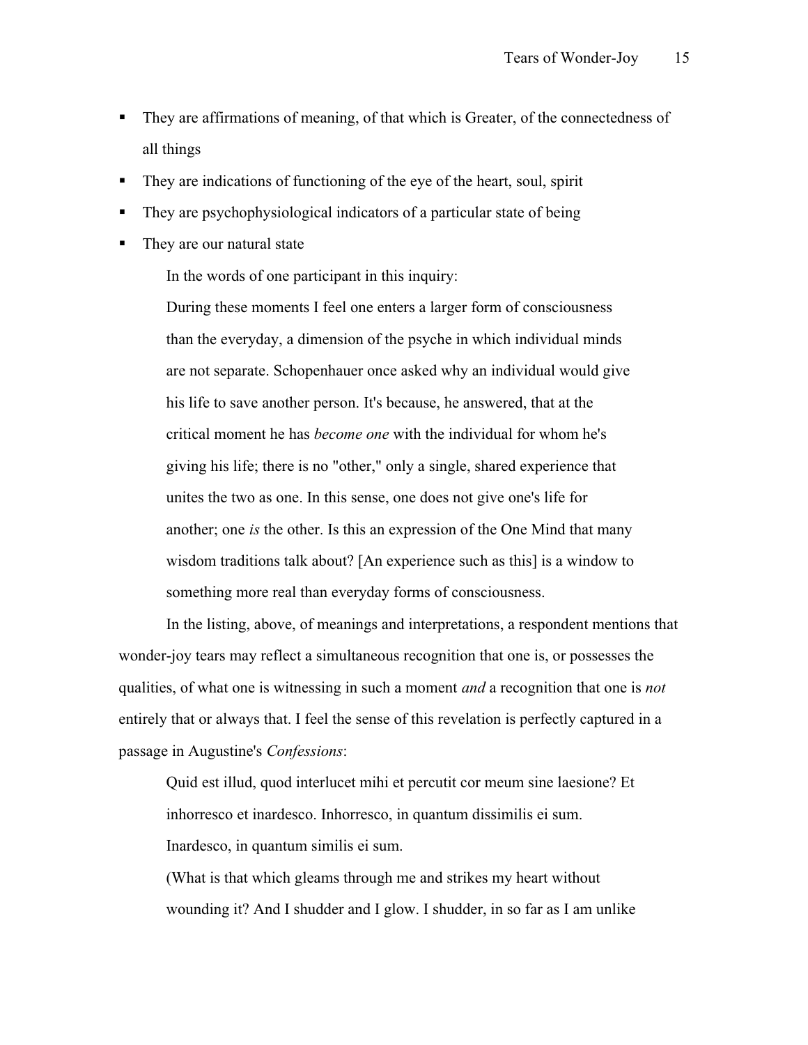- They are affirmations of meaning, of that which is Greater, of the connectedness of all things
- They are indications of functioning of the eye of the heart, soul, spirit
- They are psychophysiological indicators of a particular state of being
- They are our natural state

In the words of one participant in this inquiry:

> During these moments I feel one enters a larger form of consciousness than the everyday, a dimension of the psyche in which individual minds are not separate. Schopenhauer once asked why an individual would give his life to save another person. It's because, he answered, that at the critical moment he has *become one* with the individual for whom he's giving his life; there is no "other," only a single, shared experience that unites the two as one. In this sense, one does not give one's life for another; one *is* the other. Is this an expression of the One Mind that many wisdom traditions talk about? [An experience such as this] is a window to something more real than everyday forms of consciousness.

In the listing, above, of meanings and interpretations, a respondent mentions that wonder-joy tears may reflect a simultaneous recognition that one is, or possesses the qualities, of what one is witnessing in such a moment *and* a recognition that one is *not* entirely that or always that. I feel the sense of this revelation is perfectly captured in a passage in Augustine's *Confessions*:

> Quid est illud, quod interlucet mihi et percutit cor meum sine laesione? Et inhorresco et inardesco. Inhorresco, in quantum dissimilis ei sum. Inardesco, in quantum similis ei sum.
>
> (What is that which gleams through me and strikes my heart without wounding it? And I shudder and I glow. I shudder, in so far as I am unlike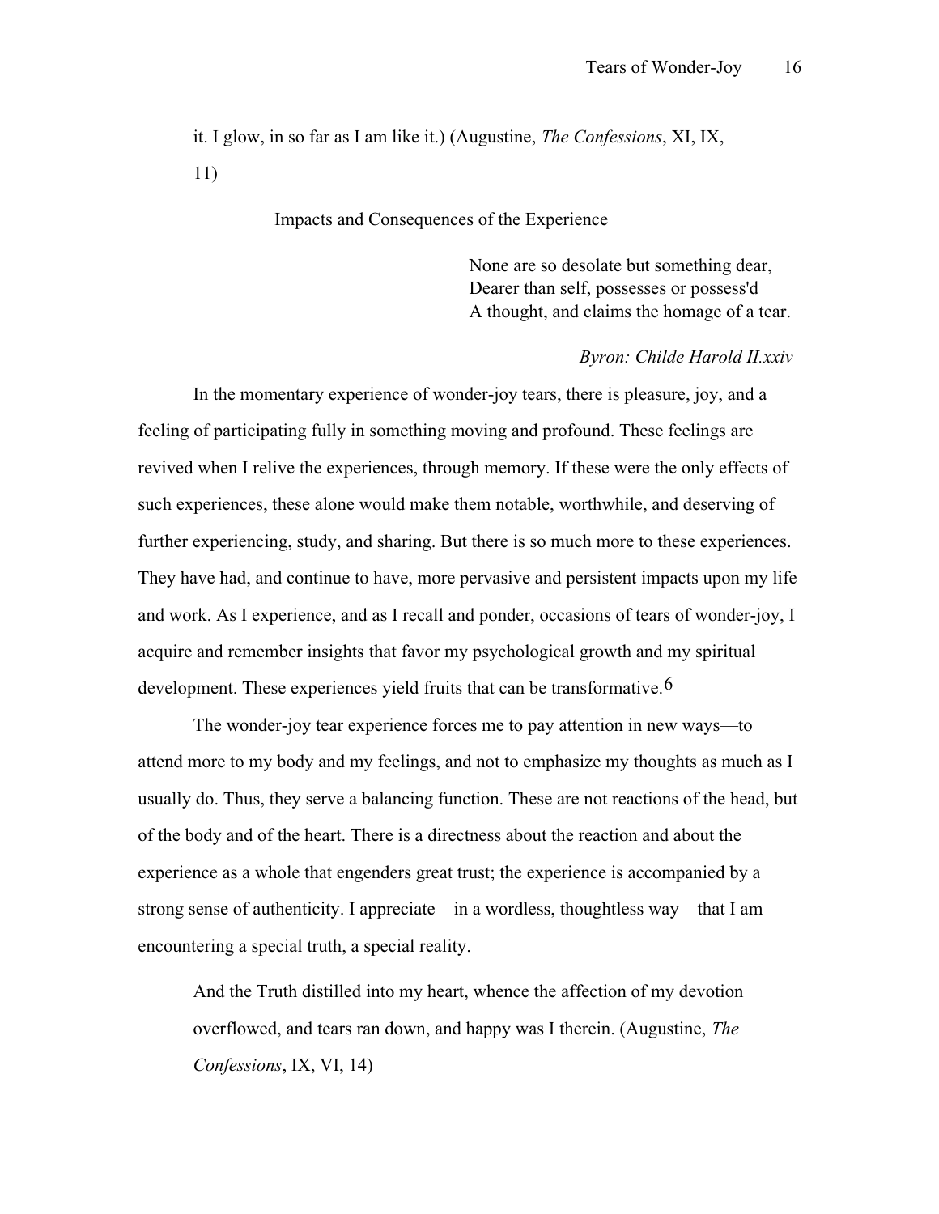> it. I glow, in so far as I am like it.) (Augustine, *The Confessions*, XI, IX, 11)

## Impacts and Consequences of the Experience

> None are so desolate but something dear,
> Dearer than self, possesses or possess'd
> A thought, and claims the homage of a tear.
>
> *Byron: Childe Harold II.xxiv*

In the momentary experience of wonder-joy tears, there is pleasure, joy, and a feeling of participating fully in something moving and profound. These feelings are revived when I relive the experiences, through memory. If these were the only effects of such experiences, these alone would make them notable, worthwhile, and deserving of further experiencing, study, and sharing. But there is so much more to these experiences. They have had, and continue to have, more pervasive and persistent impacts upon my life and work. As I experience, and as I recall and ponder, occasions of tears of wonder-joy, I acquire and remember insights that favor my psychological growth and my spiritual development. These experiences yield fruits that can be transformative.[6]

The wonder-joy tear experience forces me to pay attention in new ways—to attend more to my body and my feelings, and not to emphasize my thoughts as much as I usually do. Thus, they serve a balancing function. These are not reactions of the head, but of the body and of the heart. There is a directness about the reaction and about the experience as a whole that engenders great trust; the experience is accompanied by a strong sense of authenticity. I appreciate—in a wordless, thoughtless way—that I am encountering a special truth, a special reality.

> And the Truth distilled into my heart, whence the affection of my devotion overflowed, and tears ran down, and happy was I therein. (Augustine, *The Confessions*, IX, VI, 14)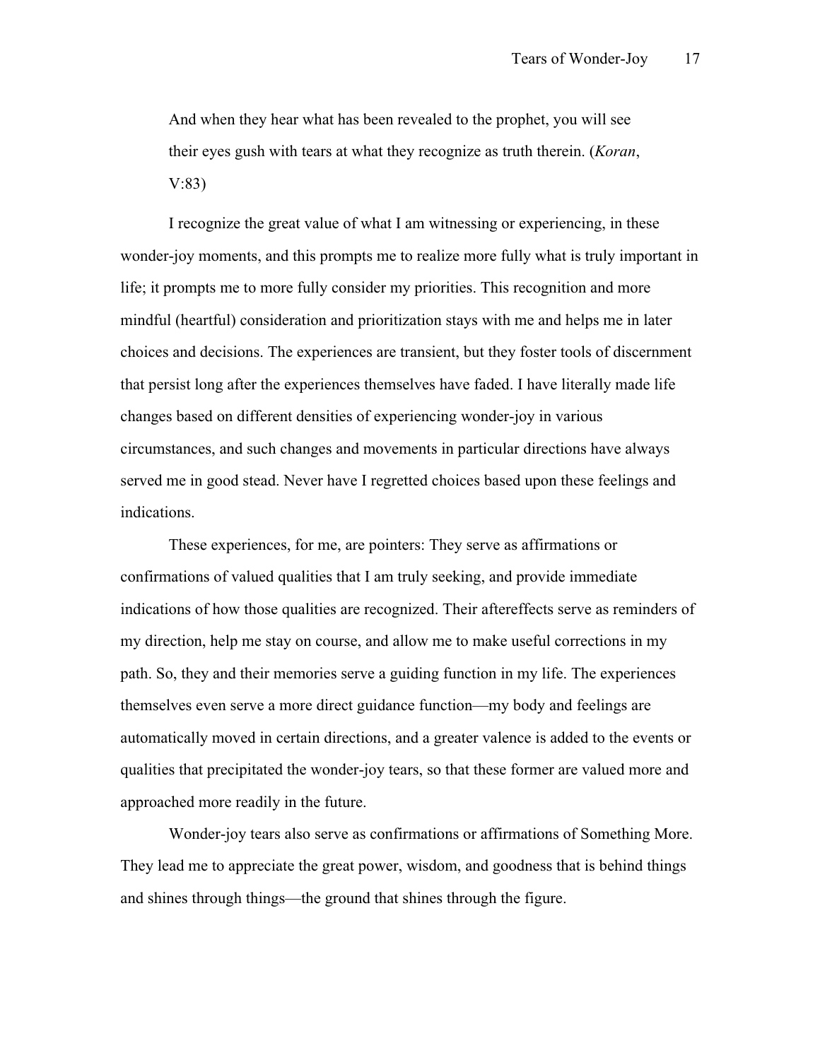> And when they hear what has been revealed to the prophet, you will see their eyes gush with tears at what they recognize as truth therein. (*Koran*, V:83)

I recognize the great value of what I am witnessing or experiencing, in these wonder-joy moments, and this prompts me to realize more fully what is truly important in life; it prompts me to more fully consider my priorities. This recognition and more mindful (heartful) consideration and prioritization stays with me and helps me in later choices and decisions. The experiences are transient, but they foster tools of discernment that persist long after the experiences themselves have faded. I have literally made life changes based on different densities of experiencing wonder-joy in various circumstances, and such changes and movements in particular directions have always served me in good stead. Never have I regretted choices based upon these feelings and indications.

These experiences, for me, are pointers: They serve as affirmations or confirmations of valued qualities that I am truly seeking, and provide immediate indications of how those qualities are recognized. Their aftereffects serve as reminders of my direction, help me stay on course, and allow me to make useful corrections in my path. So, they and their memories serve a guiding function in my life. The experiences themselves even serve a more direct guidance function—my body and feelings are automatically moved in certain directions, and a greater valence is added to the events or qualities that precipitated the wonder-joy tears, so that these former are valued more and approached more readily in the future.

Wonder-joy tears also serve as confirmations or affirmations of Something More. They lead me to appreciate the great power, wisdom, and goodness that is behind things and shines through things—the ground that shines through the figure.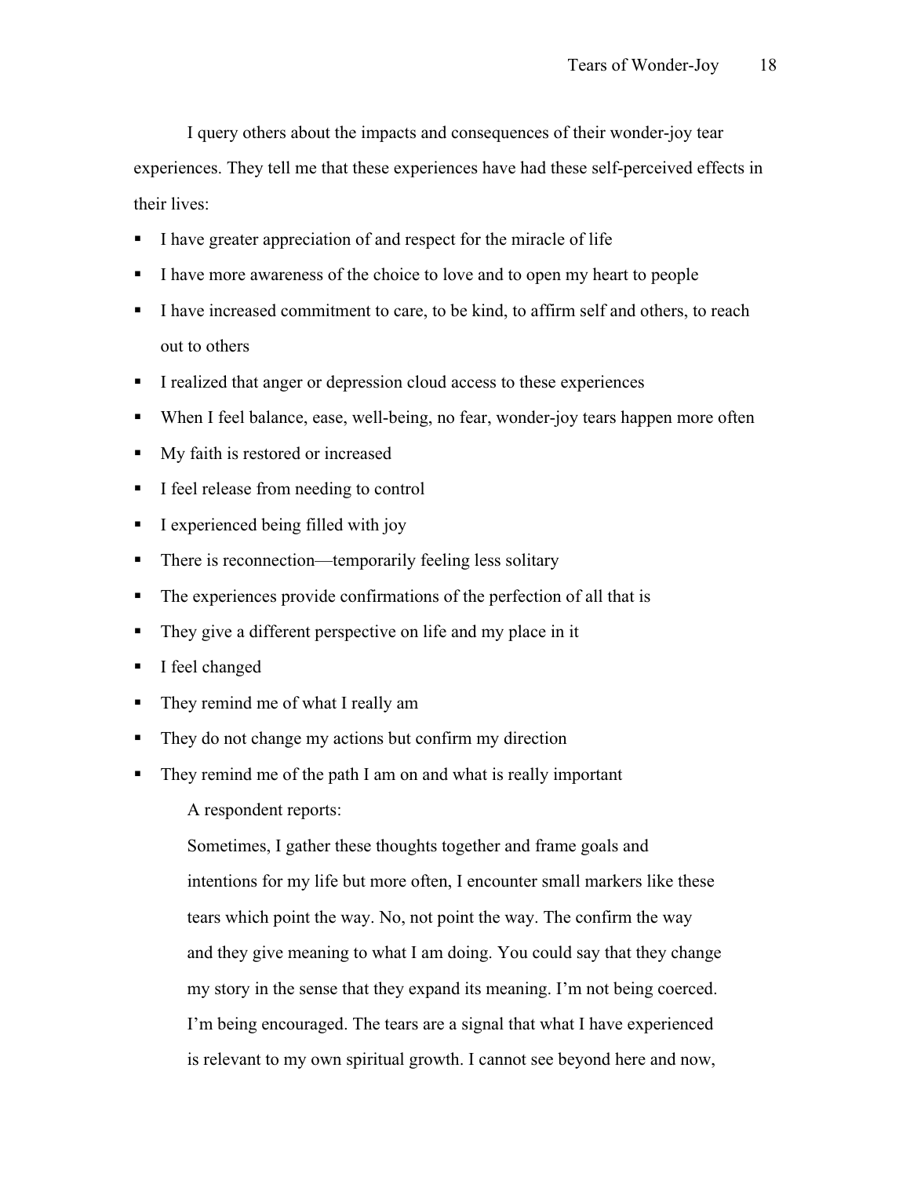I query others about the impacts and consequences of their wonder-joy tear experiences. They tell me that these experiences have had these self-perceived effects in their lives:

- I have greater appreciation of and respect for the miracle of life
- I have more awareness of the choice to love and to open my heart to people
- I have increased commitment to care, to be kind, to affirm self and others, to reach out to others
- I realized that anger or depression cloud access to these experiences
- When I feel balance, ease, well-being, no fear, wonder-joy tears happen more often
- My faith is restored or increased
- I feel release from needing to control
- I experienced being filled with joy
- There is reconnection—temporarily feeling less solitary
- The experiences provide confirmations of the perfection of all that is
- They give a different perspective on life and my place in it
- I feel changed
- They remind me of what I really am
- They do not change my actions but confirm my direction
- They remind me of the path I am on and what is really important

A respondent reports:

> Sometimes, I gather these thoughts together and frame goals and intentions for my life but more often, I encounter small markers like these tears which point the way. No, not point the way. The confirm the way and they give meaning to what I am doing. You could say that they change my story in the sense that they expand its meaning. I'm not being coerced. I'm being encouraged. The tears are a signal that what I have experienced is relevant to my own spiritual growth. I cannot see beyond here and now,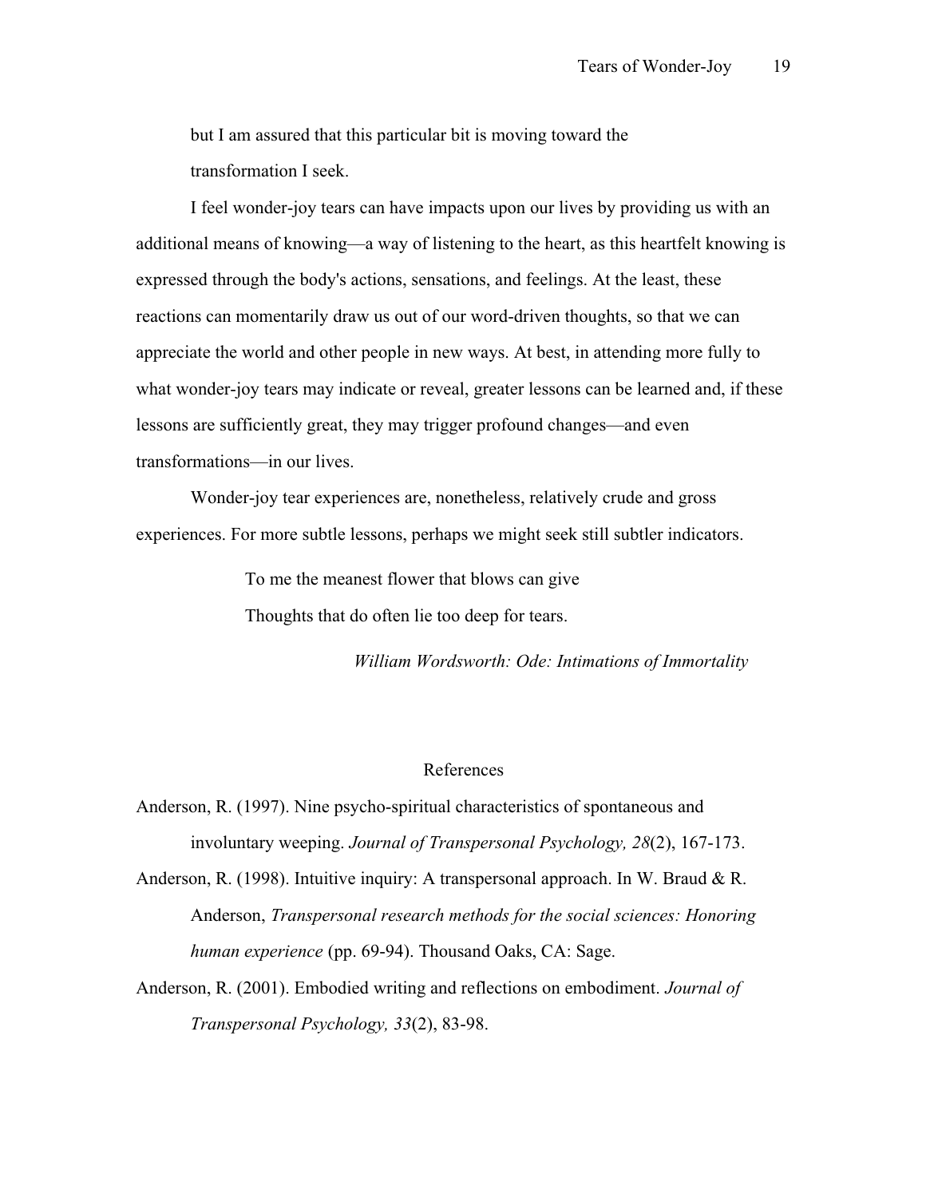but I am assured that this particular bit is moving toward the transformation I seek.

I feel wonder-joy tears can have impacts upon our lives by providing us with an additional means of knowing—a way of listening to the heart, as this heartfelt knowing is expressed through the body's actions, sensations, and feelings. At the least, these reactions can momentarily draw us out of our word-driven thoughts, so that we can appreciate the world and other people in new ways. At best, in attending more fully to what wonder-joy tears may indicate or reveal, greater lessons can be learned and, if these lessons are sufficiently great, they may trigger profound changes—and even transformations—in our lives.

Wonder-joy tear experiences are, nonetheless, relatively crude and gross experiences. For more subtle lessons, perhaps we might seek still subtler indicators.

> To me the meanest flower that blows can give
> Thoughts that do often lie too deep for tears.
>
> *William Wordsworth: Ode: Intimations of Immortality*

## References

Anderson, R. (1997). Nine psycho-spiritual characteristics of spontaneous and involuntary weeping. *Journal of Transpersonal Psychology, 28*(2), 167-173.

Anderson, R. (1998). Intuitive inquiry: A transpersonal approach. In W. Braud & R. Anderson, *Transpersonal research methods for the social sciences: Honoring human experience* (pp. 69-94). Thousand Oaks, CA: Sage.

Anderson, R. (2001). Embodied writing and reflections on embodiment. *Journal of Transpersonal Psychology, 33*(2), 83-98.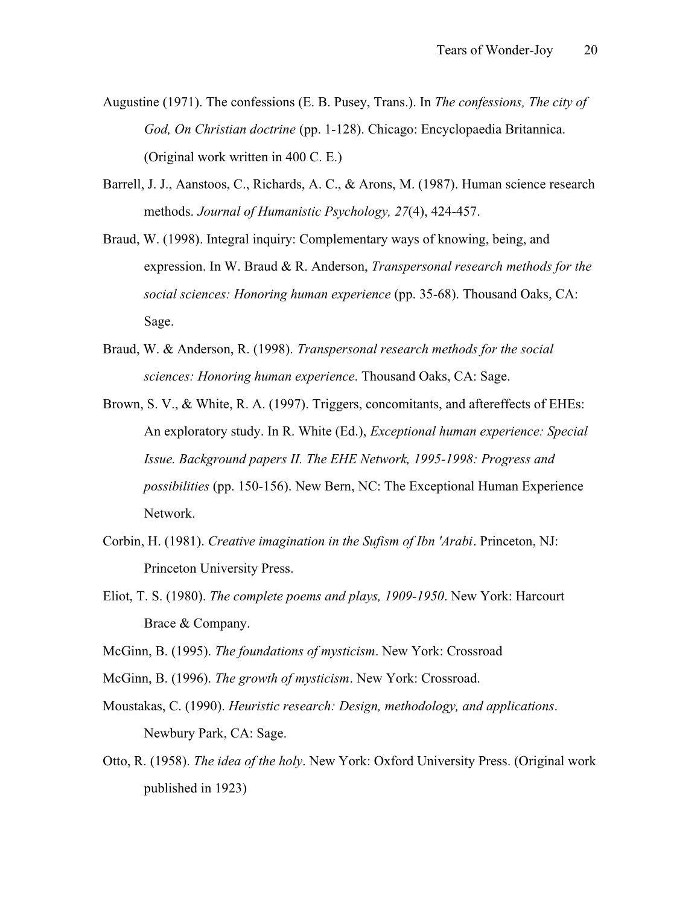Augustine (1971). The confessions (E. B. Pusey, Trans.). In *The confessions, The city of God, On Christian doctrine* (pp. 1-128). Chicago: Encyclopaedia Britannica. (Original work written in 400 C. E.)

Barrell, J. J., Aanstoos, C., Richards, A. C., & Arons, M. (1987). Human science research methods. *Journal of Humanistic Psychology, 27*(4), 424-457.

Braud, W. (1998). Integral inquiry: Complementary ways of knowing, being, and expression. In W. Braud & R. Anderson, *Transpersonal research methods for the social sciences: Honoring human experience* (pp. 35-68). Thousand Oaks, CA: Sage.

Braud, W. & Anderson, R. (1998). *Transpersonal research methods for the social sciences: Honoring human experience*. Thousand Oaks, CA: Sage.

Brown, S. V., & White, R. A. (1997). Triggers, concomitants, and aftereffects of EHEs: An exploratory study. In R. White (Ed.), *Exceptional human experience: Special Issue. Background papers II. The EHE Network, 1995-1998: Progress and possibilities* (pp. 150-156). New Bern, NC: The Exceptional Human Experience Network.

Corbin, H. (1981). *Creative imagination in the Sufism of Ibn 'Arabi*. Princeton, NJ: Princeton University Press.

Eliot, T. S. (1980). *The complete poems and plays, 1909-1950*. New York: Harcourt Brace & Company.

McGinn, B. (1995). *The foundations of mysticism*. New York: Crossroad

McGinn, B. (1996). *The growth of mysticism*. New York: Crossroad.

Moustakas, C. (1990). *Heuristic research: Design, methodology, and applications*. Newbury Park, CA: Sage.

Otto, R. (1958). *The idea of the holy*. New York: Oxford University Press. (Original work published in 1923)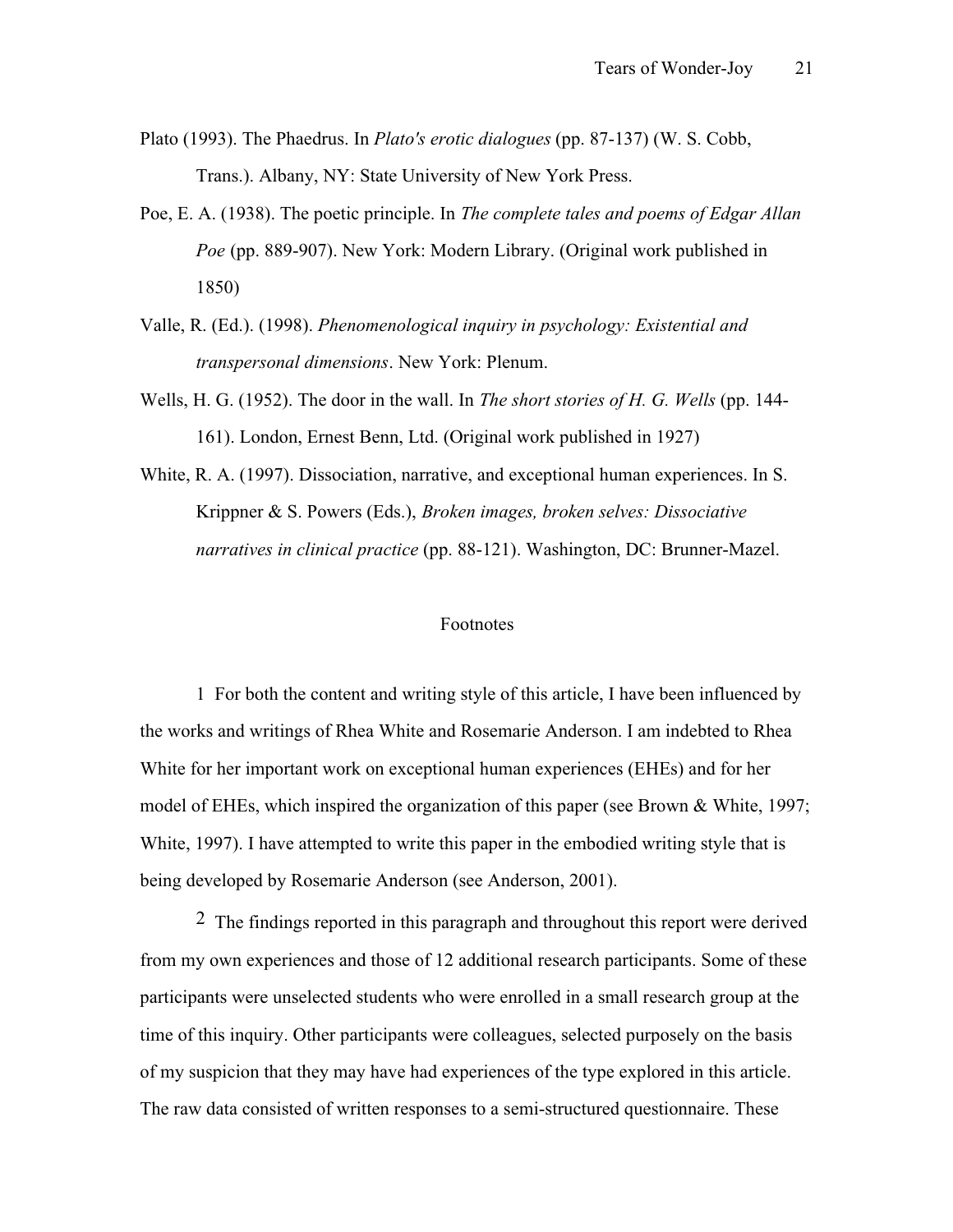Plato (1993). The Phaedrus. In *Plato's erotic dialogues* (pp. 87-137) (W. S. Cobb, Trans.). Albany, NY: State University of New York Press.

Poe, E. A. (1938). The poetic principle. In *The complete tales and poems of Edgar Allan Poe* (pp. 889-907). New York: Modern Library. (Original work published in 1850)

Valle, R. (Ed.). (1998). *Phenomenological inquiry in psychology: Existential and transpersonal dimensions*. New York: Plenum.

Wells, H. G. (1952). The door in the wall. In *The short stories of H. G. Wells* (pp. 144-161). London, Ernest Benn, Ltd. (Original work published in 1927)

White, R. A. (1997). Dissociation, narrative, and exceptional human experiences. In S. Krippner & S. Powers (Eds.), *Broken images, broken selves: Dissociative narratives in clinical practice* (pp. 88-121). Washington, DC: Brunner-Mazel.

## Footnotes

1 For both the content and writing style of this article, I have been influenced by the works and writings of Rhea White and Rosemarie Anderson. I am indebted to Rhea White for her important work on exceptional human experiences (EHEs) and for her model of EHEs, which inspired the organization of this paper (see Brown & White, 1997; White, 1997). I have attempted to write this paper in the embodied writing style that is being developed by Rosemarie Anderson (see Anderson, 2001).

2 The findings reported in this paragraph and throughout this report were derived from my own experiences and those of 12 additional research participants. Some of these participants were unselected students who were enrolled in a small research group at the time of this inquiry. Other participants were colleagues, selected purposely on the basis of my suspicion that they may have had experiences of the type explored in this article. The raw data consisted of written responses to a semi-structured questionnaire. These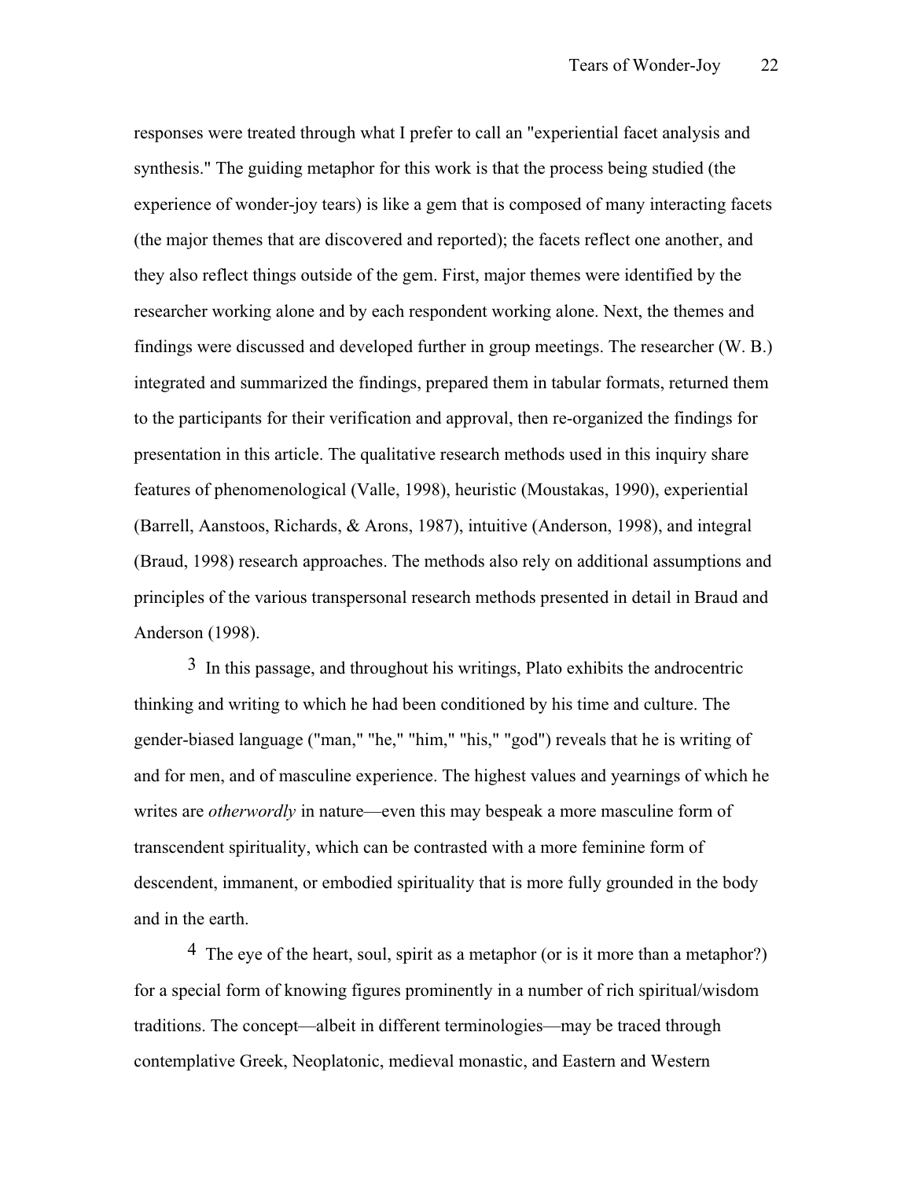responses were treated through what I prefer to call an "experiential facet analysis and synthesis." The guiding metaphor for this work is that the process being studied (the experience of wonder-joy tears) is like a gem that is composed of many interacting facets (the major themes that are discovered and reported); the facets reflect one another, and they also reflect things outside of the gem. First, major themes were identified by the researcher working alone and by each respondent working alone. Next, the themes and findings were discussed and developed further in group meetings. The researcher (W. B.) integrated and summarized the findings, prepared them in tabular formats, returned them to the participants for their verification and approval, then re-organized the findings for presentation in this article. The qualitative research methods used in this inquiry share features of phenomenological (Valle, 1998), heuristic (Moustakas, 1990), experiential (Barrell, Aanstoos, Richards, & Arons, 1987), intuitive (Anderson, 1998), and integral (Braud, 1998) research approaches. The methods also rely on additional assumptions and principles of the various transpersonal research methods presented in detail in Braud and Anderson (1998).

3 In this passage, and throughout his writings, Plato exhibits the androcentric thinking and writing to which he had been conditioned by his time and culture. The gender-biased language ("man," "he," "him," "his," "god") reveals that he is writing of and for men, and of masculine experience. The highest values and yearnings of which he writes are *otherwordly* in nature—even this may bespeak a more masculine form of transcendent spirituality, which can be contrasted with a more feminine form of descendent, immanent, or embodied spirituality that is more fully grounded in the body and in the earth.

4 The eye of the heart, soul, spirit as a metaphor (or is it more than a metaphor?) for a special form of knowing figures prominently in a number of rich spiritual/wisdom traditions. The concept—albeit in different terminologies—may be traced through contemplative Greek, Neoplatonic, medieval monastic, and Eastern and Western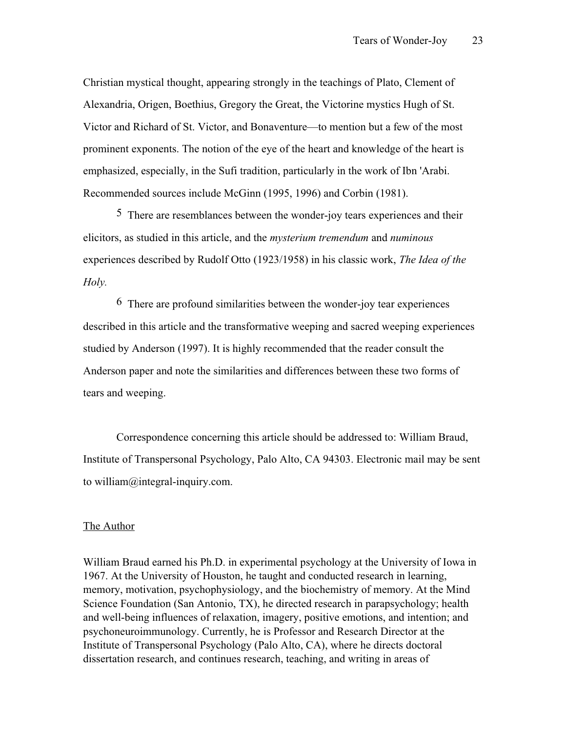Christian mystical thought, appearing strongly in the teachings of Plato, Clement of Alexandria, Origen, Boethius, Gregory the Great, the Victorine mystics Hugh of St. Victor and Richard of St. Victor, and Bonaventure—to mention but a few of the most prominent exponents. The notion of the eye of the heart and knowledge of the heart is emphasized, especially, in the Sufi tradition, particularly in the work of Ibn 'Arabi. Recommended sources include McGinn (1995, 1996) and Corbin (1981).

[5] There are resemblances between the wonder-joy tears experiences and their elicitors, as studied in this article, and the *mysterium tremendum* and *numinous* experiences described by Rudolf Otto (1923/1958) in his classic work, *The Idea of the Holy.*

[6] There are profound similarities between the wonder-joy tear experiences described in this article and the transformative weeping and sacred weeping experiences studied by Anderson (1997). It is highly recommended that the reader consult the Anderson paper and note the similarities and differences between these two forms of tears and weeping.

Correspondence concerning this article should be addressed to: William Braud, Institute of Transpersonal Psychology, Palo Alto, CA 94303. Electronic mail may be sent to william@integral-inquiry.com.

## The Author

William Braud earned his Ph.D. in experimental psychology at the University of Iowa in 1967. At the University of Houston, he taught and conducted research in learning, memory, motivation, psychophysiology, and the biochemistry of memory. At the Mind Science Foundation (San Antonio, TX), he directed research in parapsychology; health and well-being influences of relaxation, imagery, positive emotions, and intention; and psychoneuroimmunology. Currently, he is Professor and Research Director at the Institute of Transpersonal Psychology (Palo Alto, CA), where he directs doctoral dissertation research, and continues research, teaching, and writing in areas of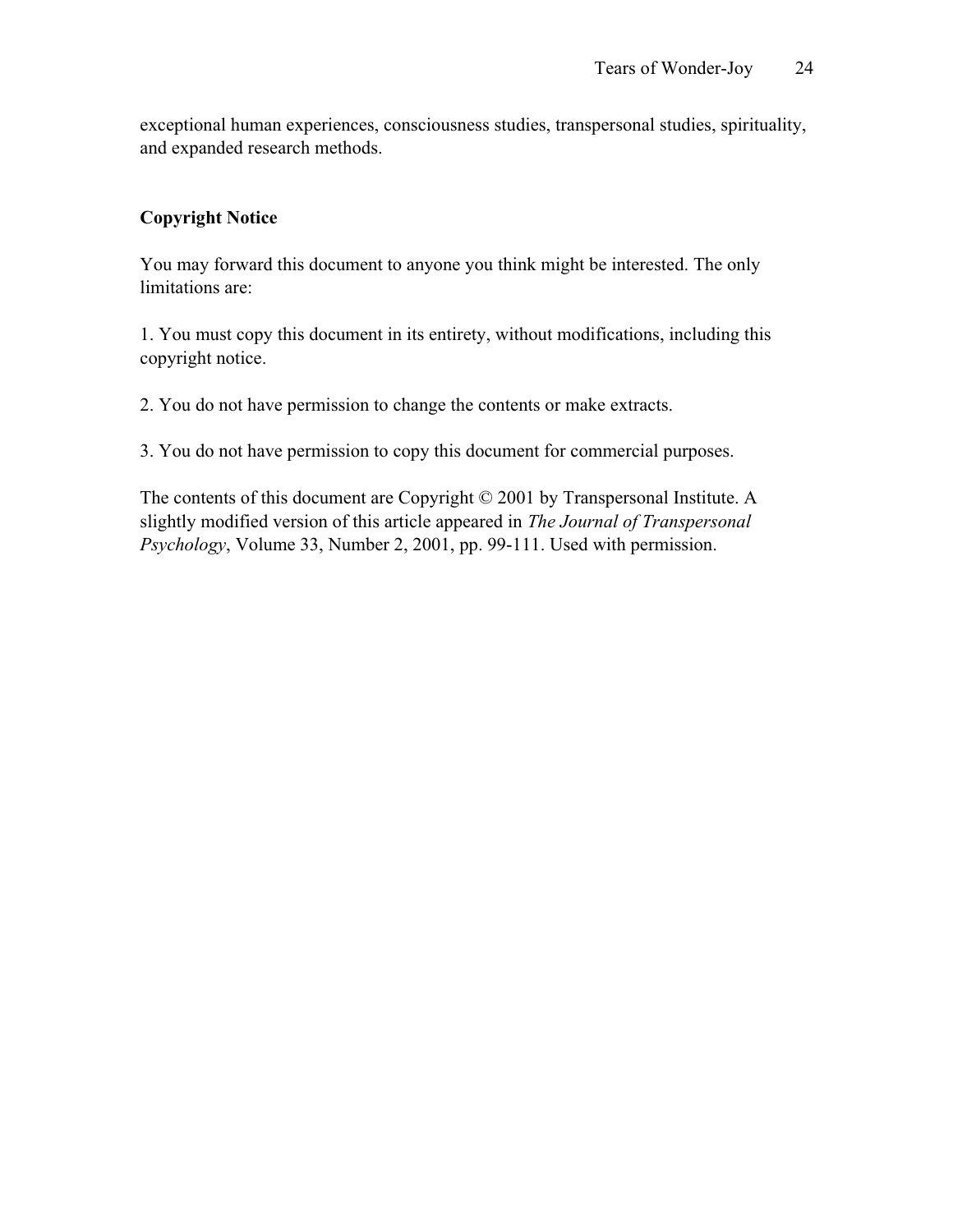exceptional human experiences, consciousness studies, transpersonal studies, spirituality, and expanded research methods.

**Copyright Notice**

You may forward this document to anyone you think might be interested. The only limitations are:

1. You must copy this document in its entirety, without modifications, including this copyright notice.

2. You do not have permission to change the contents or make extracts.

3. You do not have permission to copy this document for commercial purposes.

The contents of this document are Copyright © 2001 by Transpersonal Institute. A slightly modified version of this article appeared in *The Journal of Transpersonal Psychology*, Volume 33, Number 2, 2001, pp. 99-111. Used with permission.